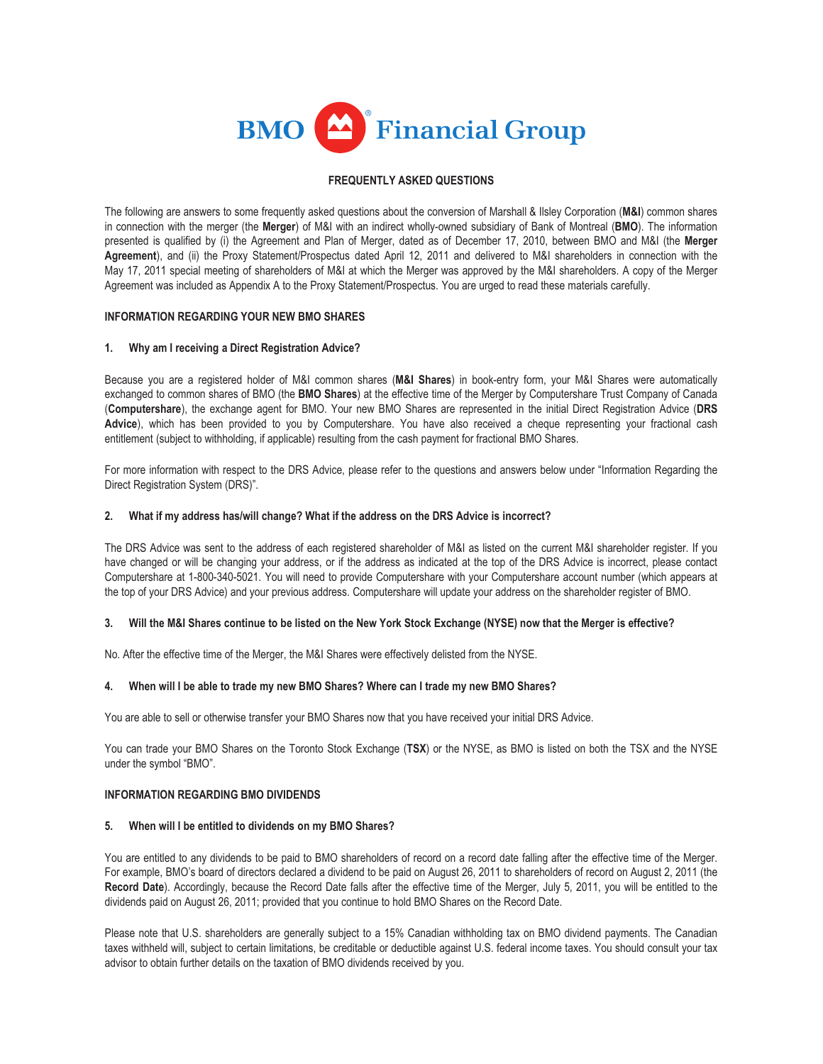BMO Financial Group

# FREQUENTLY ASKED QUESTIONS

The following are answers to some frequently asked questions about the conversion of Marshall & Ilsley Corporation (**M&I**) common shares in connection with the merger (the **Merger**) of M&I with an indirect wholly-owned subsidiary of Bank of Montreal (**BMO**). The information presented is qualified by (i) the Agreement and Plan of Merger, dated as of December 17, 2010, between BMO and M&I (the **Merger Agreement**), and (ii) the Proxy Statement/Prospectus dated April 12, 2011 and delivered to M&I shareholders in connection with the May 17, 2011 special meeting of shareholders of M&I at which the Merger was approved by the M&I shareholders. A copy of the Merger Agreement was included as Appendix A to the Proxy Statement/Prospectus. You are urged to read these materials carefully.

## INFORMATION REGARDING YOUR NEW BMO SHARES

### 1. Why am I receiving a Direct Registration Advice?

Because you are a registered holder of M&I common shares (**M&I Shares**) in book-entry form, your M&I Shares were automatically exchanged to common shares of BMO (the **BMO Shares**) at the effective time of the Merger by Computershare Trust Company of Canada (**Computershare**), the exchange agent for BMO. Your new BMO Shares are represented in the initial Direct Registration Advice (**DRS Advice**), which has been provided to you by Computershare. You have also received a cheque representing your fractional cash entitlement (subject to withholding, if applicable) resulting from the cash payment for fractional BMO Shares.

For more information with respect to the DRS Advice, please refer to the questions and answers below under "Information Regarding the Direct Registration System (DRS)".

### 2. What if my address has/will change? What if the address on the DRS Advice is incorrect?

The DRS Advice was sent to the address of each registered shareholder of M&I as listed on the current M&I shareholder register. If you have changed or will be changing your address, or if the address as indicated at the top of the DRS Advice is incorrect, please contact Computershare at 1-800-340-5021. You will need to provide Computershare with your Computershare account number (which appears at the top of your DRS Advice) and your previous address. Computershare will update your address on the shareholder register of BMO.

### 3. Will the M&I Shares continue to be listed on the New York Stock Exchange (NYSE) now that the Merger is effective?

No. After the effective time of the Merger, the M&I Shares were effectively delisted from the NYSE.

### 4. When will I be able to trade my new BMO Shares? Where can I trade my new BMO Shares?

You are able to sell or otherwise transfer your BMO Shares now that you have received your initial DRS Advice.

You can trade your BMO Shares on the Toronto Stock Exchange (**TSX**) or the NYSE, as BMO is listed on both the TSX and the NYSE under the symbol "BMO".

## INFORMATION REGARDING BMO DIVIDENDS

### 5. When will I be entitled to dividends on my BMO Shares?

You are entitled to any dividends to be paid to BMO shareholders of record on a record date falling after the effective time of the Merger. For example, BMO's board of directors declared a dividend to be paid on August 26, 2011 to shareholders of record on August 2, 2011 (the **Record Date**). Accordingly, because the Record Date falls after the effective time of the Merger, July 5, 2011, you will be entitled to the dividends paid on August 26, 2011; provided that you continue to hold BMO Shares on the Record Date.

Please note that U.S. shareholders are generally subject to a 15% Canadian withholding tax on BMO dividend payments. The Canadian taxes withheld will, subject to certain limitations, be creditable or deductible against U.S. federal income taxes. You should consult your tax advisor to obtain further details on the taxation of BMO dividends received by you.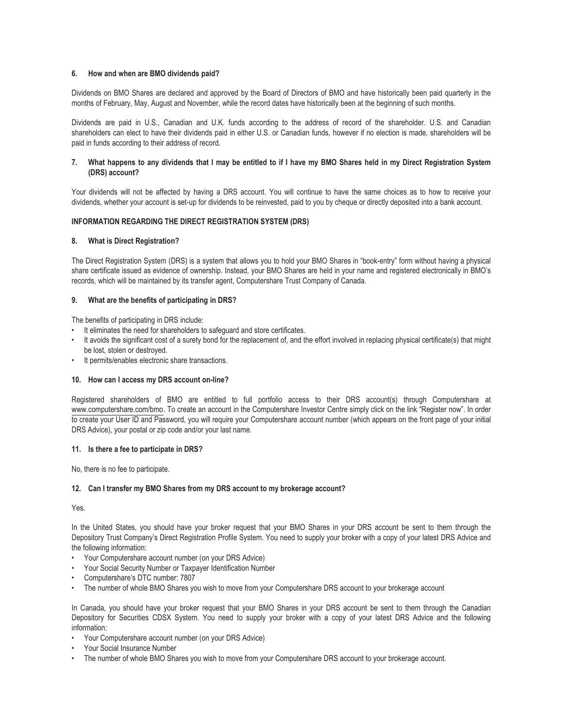### 6. How and when are BMO dividends paid?

Dividends on BMO Shares are declared and approved by the Board of Directors of BMO and have historically been paid quarterly in the months of February, May, August and November, while the record dates have historically been at the beginning of such months.

Dividends are paid in U.S., Canadian and U.K. funds according to the address of record of the shareholder. U.S. and Canadian shareholders can elect to have their dividends paid in either U.S. or Canadian funds, however if no election is made, shareholders will be paid in funds according to their address of record.

### 7. What happens to any dividends that I may be entitled to if I have my BMO Shares held in my Direct Registration System (DRS) account?

Your dividends will not be affected by having a DRS account. You will continue to have the same choices as to how to receive your dividends, whether your account is set-up for dividends to be reinvested, paid to you by cheque or directly deposited into a bank account.

## INFORMATION REGARDING THE DIRECT REGISTRATION SYSTEM (DRS)

### 8. What is Direct Registration?

The Direct Registration System (DRS) is a system that allows you to hold your BMO Shares in "book-entry" form without having a physical share certificate issued as evidence of ownership. Instead, your BMO Shares are held in your name and registered electronically in BMO's records, which will be maintained by its transfer agent, Computershare Trust Company of Canada.

### 9. What are the benefits of participating in DRS?

The benefits of participating in DRS include:

- It eliminates the need for shareholders to safeguard and store certificates.
- It avoids the significant cost of a surety bond for the replacement of, and the effort involved in replacing physical certificate(s) that might be lost, stolen or destroyed.
- It permits/enables electronic share transactions.

### 10. How can I access my DRS account on-line?

Registered shareholders of BMO are entitled to full portfolio access to their DRS account(s) through Computershare at www.computershare.com/bmo. To create an account in the Computershare Investor Centre simply click on the link "Register now". In order to create your User ID and Password, you will require your Computershare account number (which appears on the front page of your initial DRS Advice), your postal or zip code and/or your last name.

### 11. Is there a fee to participate in DRS?

No, there is no fee to participate.

### 12. Can I transfer my BMO Shares from my DRS account to my brokerage account?

Yes.

In the United States, you should have your broker request that your BMO Shares in your DRS account be sent to them through the Depository Trust Company's Direct Registration Profile System. You need to supply your broker with a copy of your latest DRS Advice and the following information:

- Your Computershare account number (on your DRS Advice)
- Your Social Security Number or Taxpayer Identification Number
- Computershare's DTC number: 7807
- The number of whole BMO Shares you wish to move from your Computershare DRS account to your brokerage account

In Canada, you should have your broker request that your BMO Shares in your DRS account be sent to them through the Canadian Depository for Securities CDSX System. You need to supply your broker with a copy of your latest DRS Advice and the following information:

- Your Computershare account number (on your DRS Advice)
- Your Social Insurance Number
- The number of whole BMO Shares you wish to move from your Computershare DRS account to your brokerage account.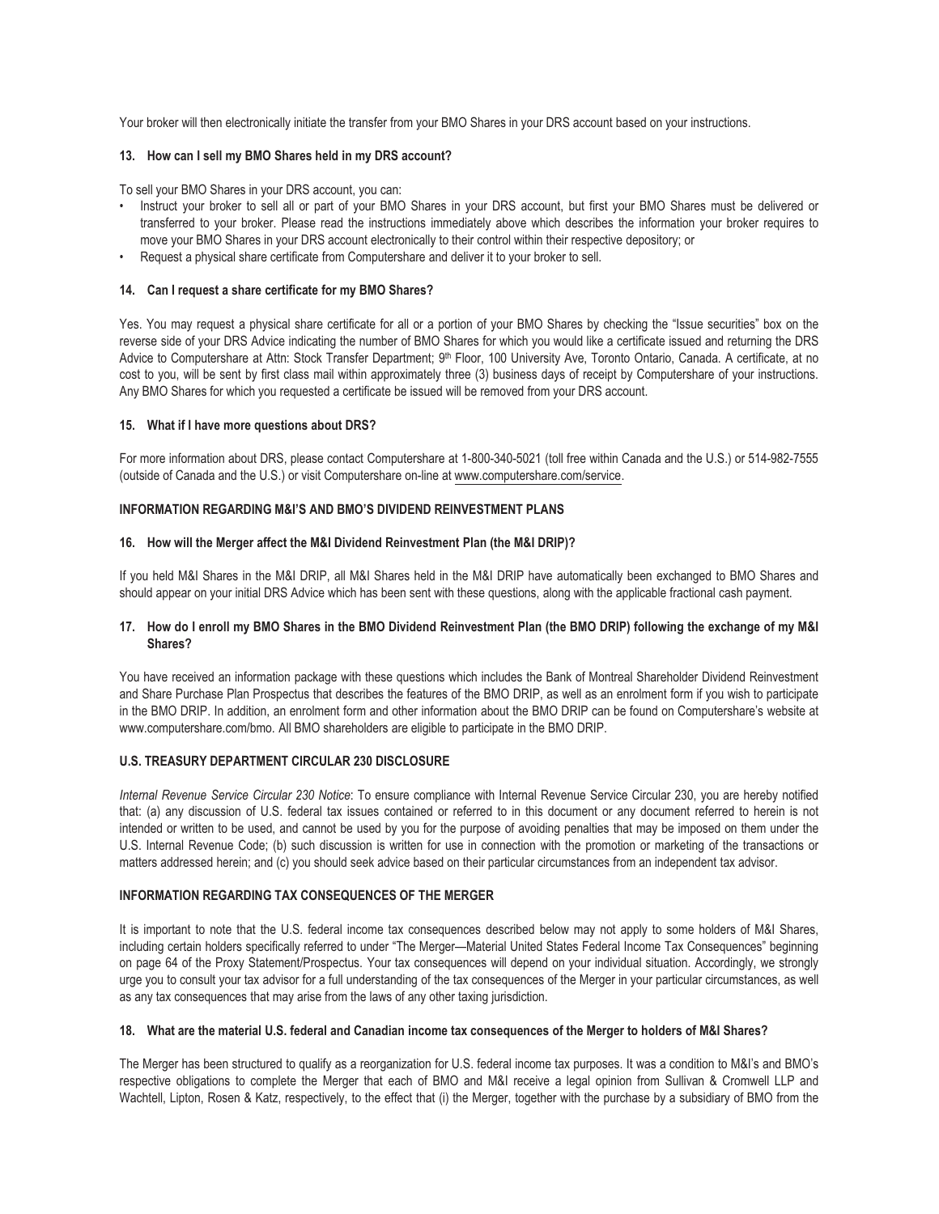Your broker will then electronically initiate the transfer from your BMO Shares in your DRS account based on your instructions.

### 13. How can I sell my BMO Shares held in my DRS account?

To sell your BMO Shares in your DRS account, you can:

- Instruct your broker to sell all or part of your BMO Shares in your DRS account, but first your BMO Shares must be delivered or transferred to your broker. Please read the instructions immediately above which describes the information your broker requires to move your BMO Shares in your DRS account electronically to their control within their respective depository; or
- Request a physical share certificate from Computershare and deliver it to your broker to sell.

### 14. Can I request a share certificate for my BMO Shares?

Yes. You may request a physical share certificate for all or a portion of your BMO Shares by checking the "Issue securities" box on the reverse side of your DRS Advice indicating the number of BMO Shares for which you would like a certificate issued and returning the DRS Advice to Computershare at Attn: Stock Transfer Department; 9th Floor, 100 University Ave, Toronto Ontario, Canada. A certificate, at no cost to you, will be sent by first class mail within approximately three (3) business days of receipt by Computershare of your instructions. Any BMO Shares for which you requested a certificate be issued will be removed from your DRS account.

### 15. What if I have more questions about DRS?

For more information about DRS, please contact Computershare at 1-800-340-5021 (toll free within Canada and the U.S.) or 514-982-7555 (outside of Canada and the U.S.) or visit Computershare on-line at www.computershare.com/service.

## INFORMATION REGARDING M&I'S AND BMO'S DIVIDEND REINVESTMENT PLANS

### 16. How will the Merger affect the M&I Dividend Reinvestment Plan (the M&I DRIP)?

If you held M&I Shares in the M&I DRIP, all M&I Shares held in the M&I DRIP have automatically been exchanged to BMO Shares and should appear on your initial DRS Advice which has been sent with these questions, along with the applicable fractional cash payment.

### 17. How do I enroll my BMO Shares in the BMO Dividend Reinvestment Plan (the BMO DRIP) following the exchange of my M&I Shares?

You have received an information package with these questions which includes the Bank of Montreal Shareholder Dividend Reinvestment and Share Purchase Plan Prospectus that describes the features of the BMO DRIP, as well as an enrolment form if you wish to participate in the BMO DRIP. In addition, an enrolment form and other information about the BMO DRIP can be found on Computershare's website at www.computershare.com/bmo. All BMO shareholders are eligible to participate in the BMO DRIP.

## U.S. TREASURY DEPARTMENT CIRCULAR 230 DISCLOSURE

*Internal Revenue Service Circular 230 Notice*: To ensure compliance with Internal Revenue Service Circular 230, you are hereby notified that: (a) any discussion of U.S. federal tax issues contained or referred to in this document or any document referred to herein is not intended or written to be used, and cannot be used by you for the purpose of avoiding penalties that may be imposed on them under the U.S. Internal Revenue Code; (b) such discussion is written for use in connection with the promotion or marketing of the transactions or matters addressed herein; and (c) you should seek advice based on their particular circumstances from an independent tax advisor.

## INFORMATION REGARDING TAX CONSEQUENCES OF THE MERGER

It is important to note that the U.S. federal income tax consequences described below may not apply to some holders of M&I Shares, including certain holders specifically referred to under "The Merger—Material United States Federal Income Tax Consequences" beginning on page 64 of the Proxy Statement/Prospectus. Your tax consequences will depend on your individual situation. Accordingly, we strongly urge you to consult your tax advisor for a full understanding of the tax consequences of the Merger in your particular circumstances, as well as any tax consequences that may arise from the laws of any other taxing jurisdiction.

### 18. What are the material U.S. federal and Canadian income tax consequences of the Merger to holders of M&I Shares?

The Merger has been structured to qualify as a reorganization for U.S. federal income tax purposes. It was a condition to M&I's and BMO's respective obligations to complete the Merger that each of BMO and M&I receive a legal opinion from Sullivan & Cromwell LLP and Wachtell, Lipton, Rosen & Katz, respectively, to the effect that (i) the Merger, together with the purchase by a subsidiary of BMO from the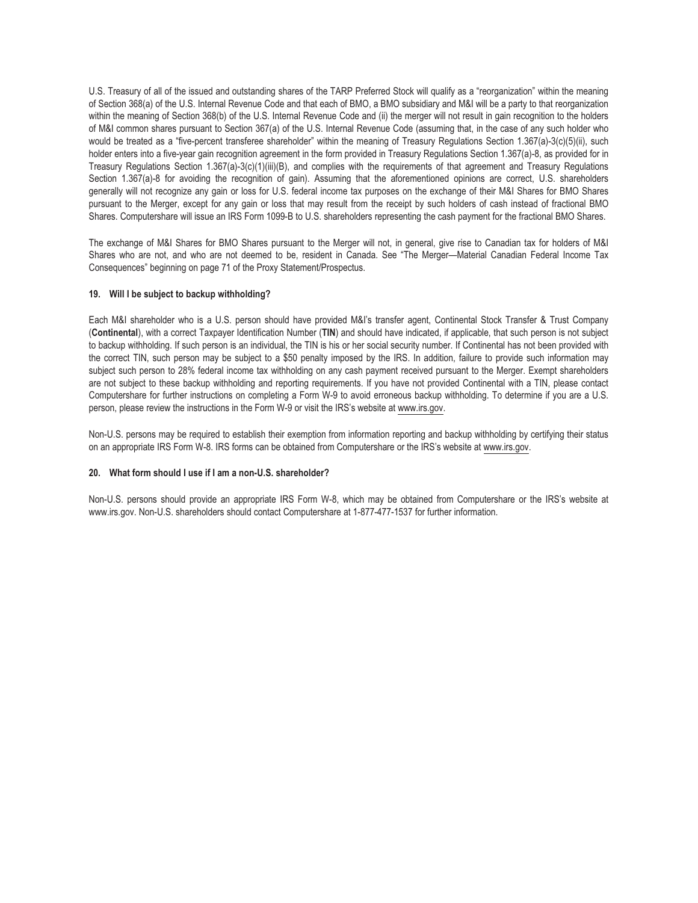U.S. Treasury of all of the issued and outstanding shares of the TARP Preferred Stock will qualify as a "reorganization" within the meaning of Section 368(a) of the U.S. Internal Revenue Code and that each of BMO, a BMO subsidiary and M&I will be a party to that reorganization within the meaning of Section 368(b) of the U.S. Internal Revenue Code and (ii) the merger will not result in gain recognition to the holders of M&I common shares pursuant to Section 367(a) of the U.S. Internal Revenue Code (assuming that, in the case of any such holder who would be treated as a "five-percent transferee shareholder" within the meaning of Treasury Regulations Section 1.367(a)-3(c)(5)(ii), such holder enters into a five-year gain recognition agreement in the form provided in Treasury Regulations Section 1.367(a)-8, as provided for in Treasury Regulations Section 1.367(a)-3(c)(1)(iii)(B), and complies with the requirements of that agreement and Treasury Regulations Section 1.367(a)-8 for avoiding the recognition of gain). Assuming that the aforementioned opinions are correct, U.S. shareholders generally will not recognize any gain or loss for U.S. federal income tax purposes on the exchange of their M&I Shares for BMO Shares pursuant to the Merger, except for any gain or loss that may result from the receipt by such holders of cash instead of fractional BMO Shares. Computershare will issue an IRS Form 1099-B to U.S. shareholders representing the cash payment for the fractional BMO Shares.

The exchange of M&I Shares for BMO Shares pursuant to the Merger will not, in general, give rise to Canadian tax for holders of M&I Shares who are not, and who are not deemed to be, resident in Canada. See "The Merger—Material Canadian Federal Income Tax Consequences" beginning on page 71 of the Proxy Statement/Prospectus.

**19. Will I be subject to backup withholding?**

Each M&I shareholder who is a U.S. person should have provided M&I's transfer agent, Continental Stock Transfer & Trust Company (**Continental**), with a correct Taxpayer Identification Number (**TIN**) and should have indicated, if applicable, that such person is not subject to backup withholding. If such person is an individual, the TIN is his or her social security number. If Continental has not been provided with the correct TIN, such person may be subject to a $50 penalty imposed by the IRS. In addition, failure to provide such information may subject such person to 28% federal income tax withholding on any cash payment received pursuant to the Merger. Exempt shareholders are not subject to these backup withholding and reporting requirements. If you have not provided Continental with a TIN, please contact Computershare for further instructions on completing a Form W-9 to avoid erroneous backup withholding. To determine if you are a U.S. person, please review the instructions in the Form W-9 or visit the IRS's website at www.irs.gov.

Non-U.S. persons may be required to establish their exemption from information reporting and backup withholding by certifying their status on an appropriate IRS Form W-8. IRS forms can be obtained from Computershare or the IRS's website at www.irs.gov.

**20. What form should I use if I am a non-U.S. shareholder?**

Non-U.S. persons should provide an appropriate IRS Form W-8, which may be obtained from Computershare or the IRS's website at www.irs.gov. Non-U.S. shareholders should contact Computershare at 1-877-477-1537 for further information.